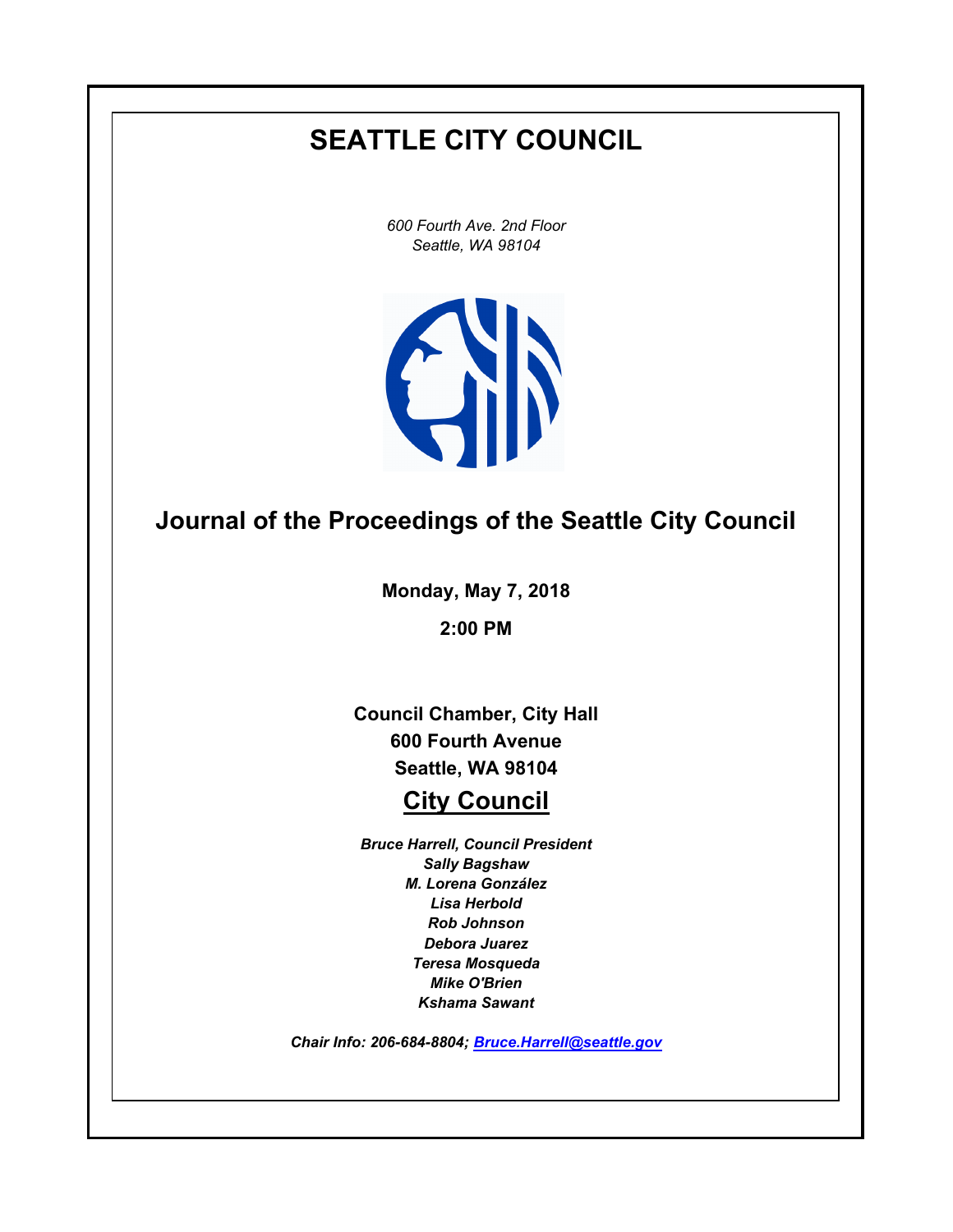# SEATTLE CITY COUNCIL

*600 Fourth Ave. 2nd Floor*
*Seattle, WA 98104*

## Journal of the Proceedings of the Seattle City Council

**Monday, May 7, 2018**

**2:00 PM**

**Council Chamber, City Hall**
**600 Fourth Avenue**
**Seattle, WA 98104**

## City Council

***Bruce Harrell, Council President***
***Sally Bagshaw***
***M. Lorena González***
***Lisa Herbold***
***Rob Johnson***
***Debora Juarez***
***Teresa Mosqueda***
***Mike O'Brien***
***Kshama Sawant***

***Chair Info: 206-684-8804; Bruce.Harrell@seattle.gov***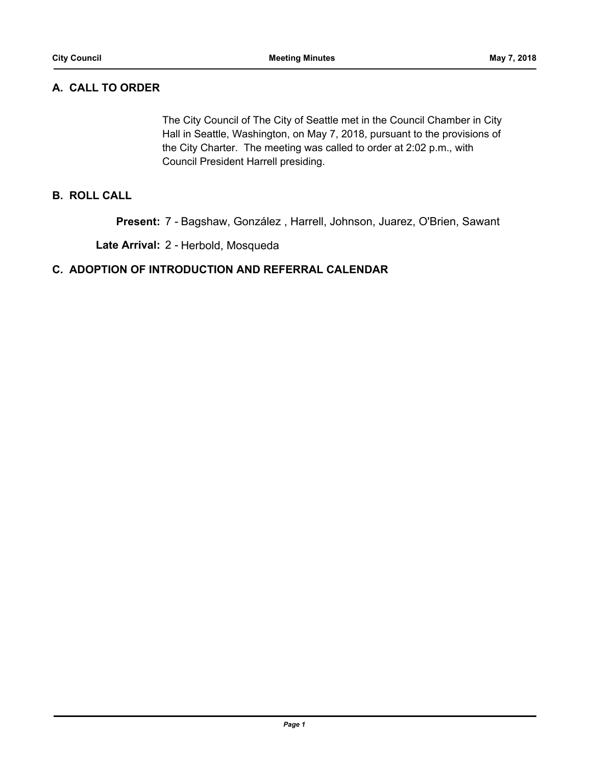## A. CALL TO ORDER

The City Council of The City of Seattle met in the Council Chamber in City Hall in Seattle, Washington, on May 7, 2018, pursuant to the provisions of the City Charter. The meeting was called to order at 2:02 p.m., with Council President Harrell presiding.

## B. ROLL CALL

**Present:** 7 - Bagshaw, González , Harrell, Johnson, Juarez, O'Brien, Sawant

**Late Arrival:** 2 - Herbold, Mosqueda

## C. ADOPTION OF INTRODUCTION AND REFERRAL CALENDAR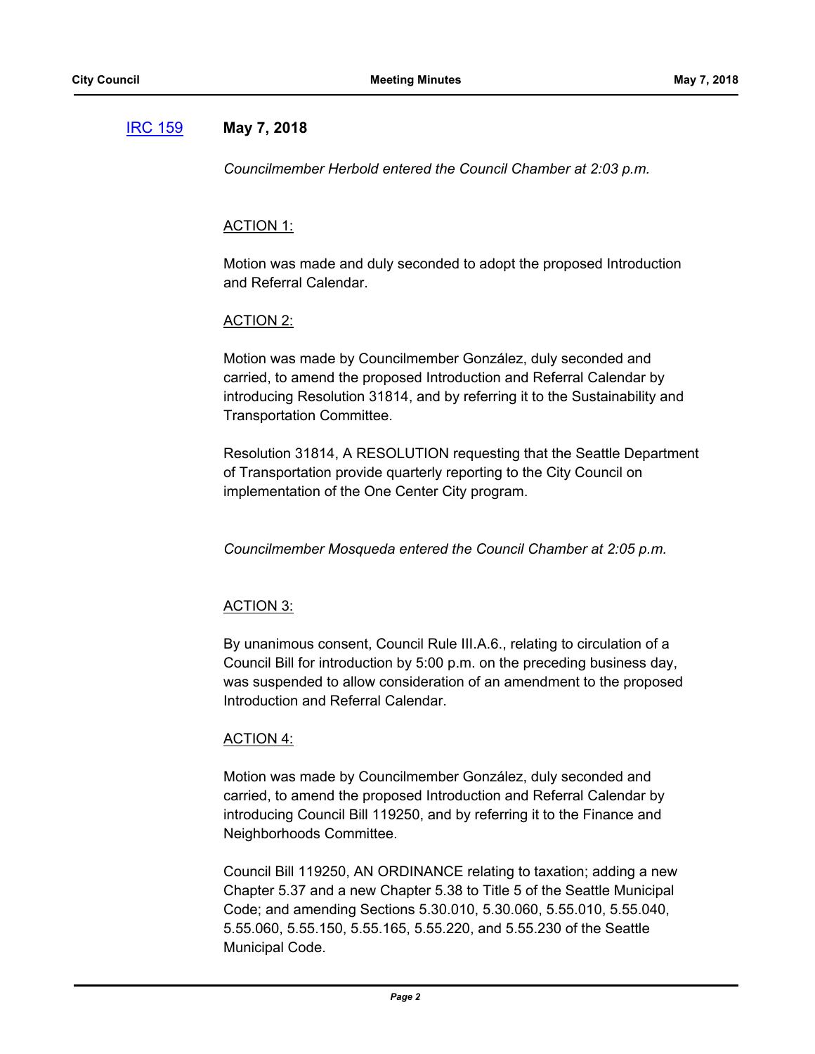[IRC 159] **May 7, 2018**

*Councilmember Herbold entered the Council Chamber at 2:03 p.m.*

ACTION 1:

Motion was made and duly seconded to adopt the proposed Introduction and Referral Calendar.

ACTION 2:

Motion was made by Councilmember González, duly seconded and carried, to amend the proposed Introduction and Referral Calendar by introducing Resolution 31814, and by referring it to the Sustainability and Transportation Committee.

Resolution 31814, A RESOLUTION requesting that the Seattle Department of Transportation provide quarterly reporting to the City Council on implementation of the One Center City program.

*Councilmember Mosqueda entered the Council Chamber at 2:05 p.m.*

ACTION 3:

By unanimous consent, Council Rule III.A.6., relating to circulation of a Council Bill for introduction by 5:00 p.m. on the preceding business day, was suspended to allow consideration of an amendment to the proposed Introduction and Referral Calendar.

ACTION 4:

Motion was made by Councilmember González, duly seconded and carried, to amend the proposed Introduction and Referral Calendar by introducing Council Bill 119250, and by referring it to the Finance and Neighborhoods Committee.

Council Bill 119250, AN ORDINANCE relating to taxation; adding a new Chapter 5.37 and a new Chapter 5.38 to Title 5 of the Seattle Municipal Code; and amending Sections 5.30.010, 5.30.060, 5.55.010, 5.55.040, 5.55.060, 5.55.150, 5.55.165, 5.55.220, and 5.55.230 of the Seattle Municipal Code.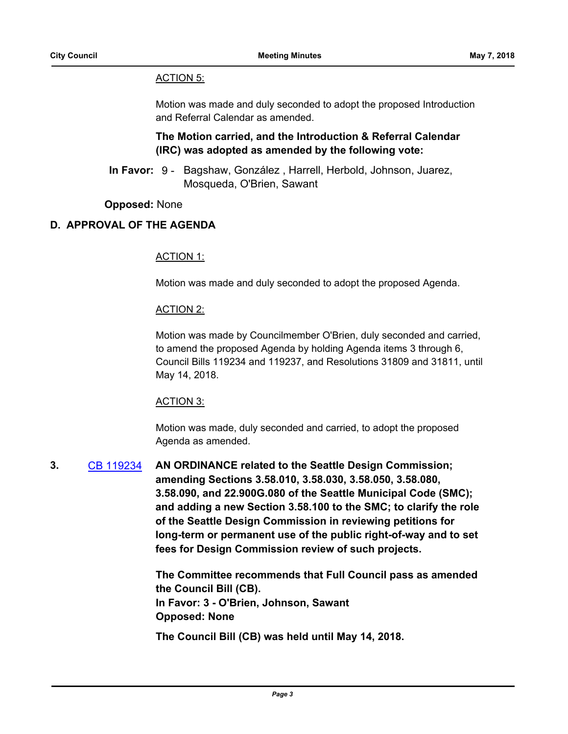ACTION 5:

Motion was made and duly seconded to adopt the proposed Introduction and Referral Calendar as amended.

**The Motion carried, and the Introduction & Referral Calendar (IRC) was adopted as amended by the following vote:**

**In Favor:** 9 - Bagshaw, González , Harrell, Herbold, Johnson, Juarez, Mosqueda, O'Brien, Sawant

**Opposed:** None

## D. APPROVAL OF THE AGENDA

ACTION 1:

Motion was made and duly seconded to adopt the proposed Agenda.

ACTION 2:

Motion was made by Councilmember O'Brien, duly seconded and carried, to amend the proposed Agenda by holding Agenda items 3 through 6, Council Bills 119234 and 119237, and Resolutions 31809 and 31811, until May 14, 2018.

ACTION 3:

Motion was made, duly seconded and carried, to adopt the proposed Agenda as amended.

**3.** CB 119234 **AN ORDINANCE related to the Seattle Design Commission; amending Sections 3.58.010, 3.58.030, 3.58.050, 3.58.080, 3.58.090, and 22.900G.080 of the Seattle Municipal Code (SMC); and adding a new Section 3.58.100 to the SMC; to clarify the role of the Seattle Design Commission in reviewing petitions for long-term or permanent use of the public right-of-way and to set fees for Design Commission review of such projects.**

**The Committee recommends that Full Council pass as amended the Council Bill (CB).**
**In Favor: 3 - O'Brien, Johnson, Sawant**
**Opposed: None**

**The Council Bill (CB) was held until May 14, 2018.**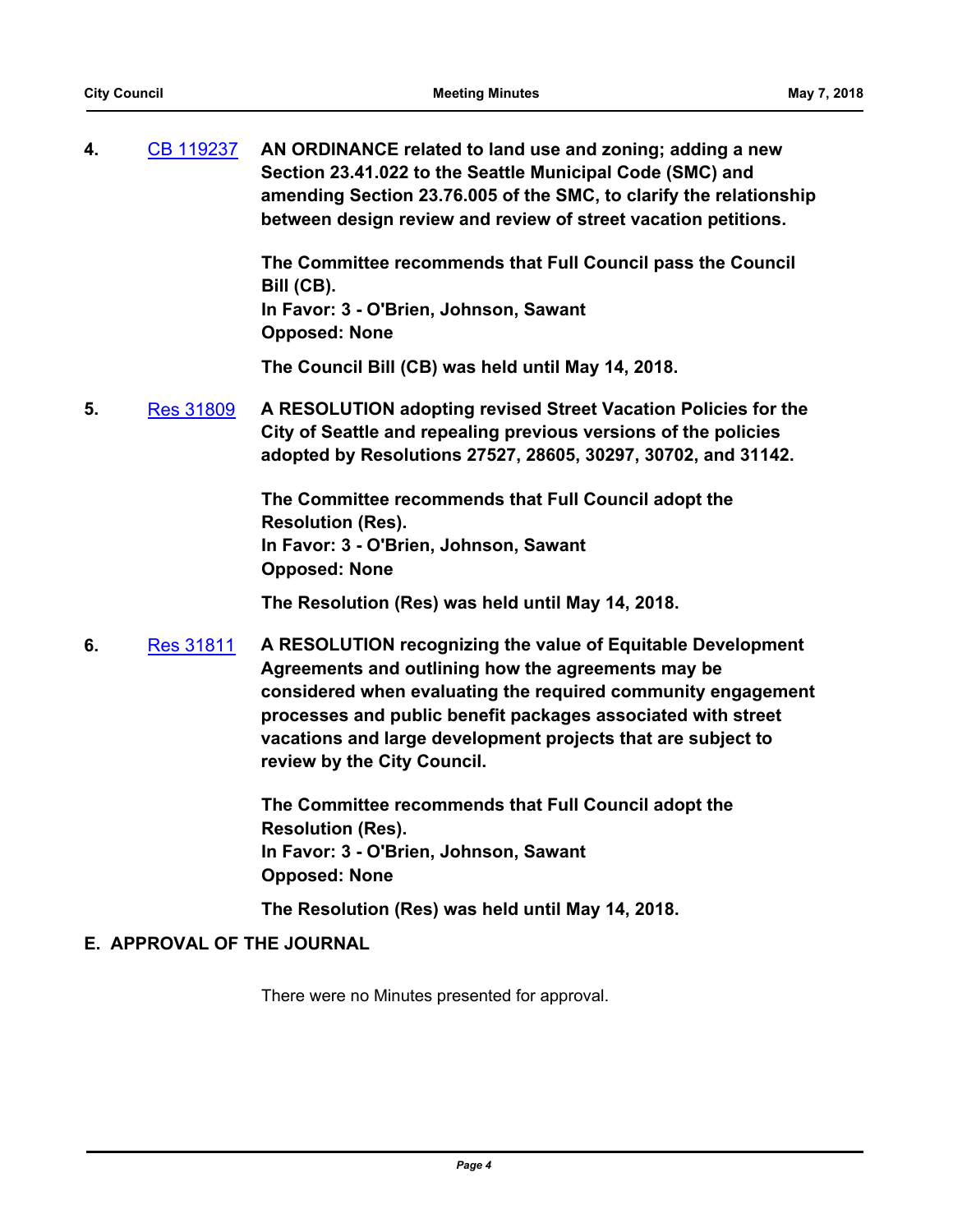**4.** [CB 119237] **AN ORDINANCE related to land use and zoning; adding a new Section 23.41.022 to the Seattle Municipal Code (SMC) and amending Section 23.76.005 of the SMC, to clarify the relationship between design review and review of street vacation petitions.**

**The Committee recommends that Full Council pass the Council Bill (CB).**
**In Favor: 3 - O'Brien, Johnson, Sawant**
**Opposed: None**

**The Council Bill (CB) was held until May 14, 2018.**

**5.** [Res 31809] **A RESOLUTION adopting revised Street Vacation Policies for the City of Seattle and repealing previous versions of the policies adopted by Resolutions 27527, 28605, 30297, 30702, and 31142.**

**The Committee recommends that Full Council adopt the Resolution (Res).**
**In Favor: 3 - O'Brien, Johnson, Sawant**
**Opposed: None**

**The Resolution (Res) was held until May 14, 2018.**

**6.** [Res 31811] **A RESOLUTION recognizing the value of Equitable Development Agreements and outlining how the agreements may be considered when evaluating the required community engagement processes and public benefit packages associated with street vacations and large development projects that are subject to review by the City Council.**

**The Committee recommends that Full Council adopt the Resolution (Res).**
**In Favor: 3 - O'Brien, Johnson, Sawant**
**Opposed: None**

**The Resolution (Res) was held until May 14, 2018.**

## E. APPROVAL OF THE JOURNAL

There were no Minutes presented for approval.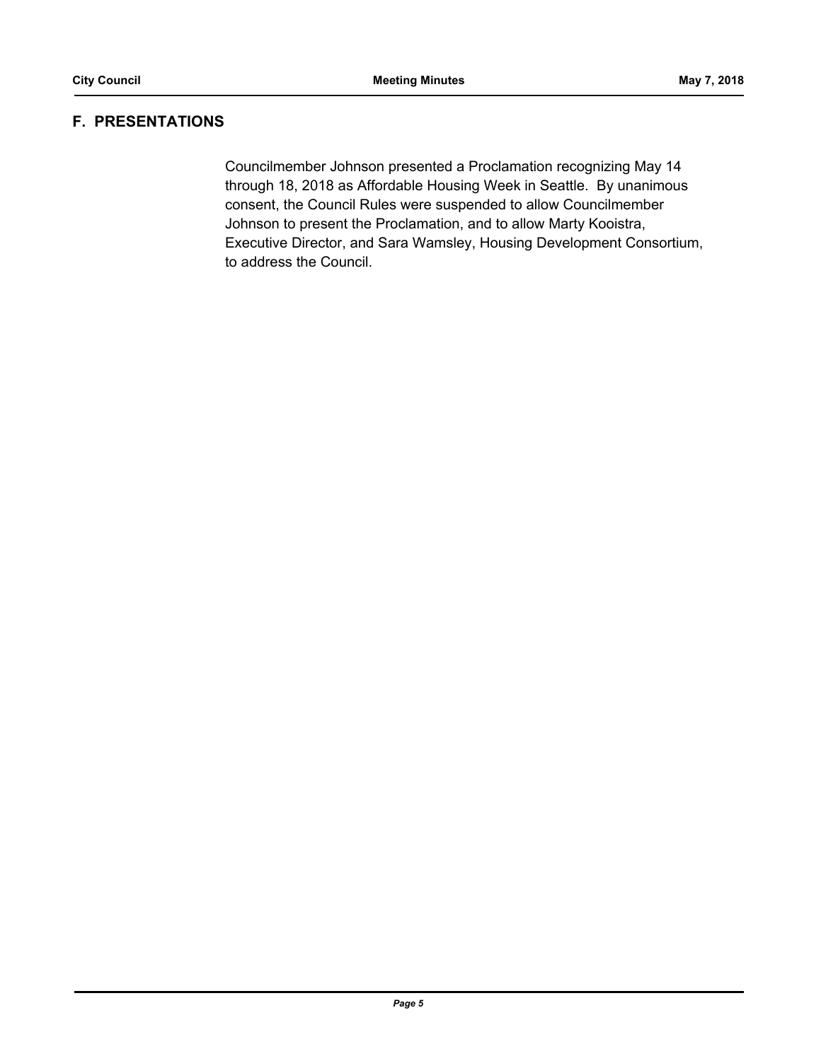## F. PRESENTATIONS

Councilmember Johnson presented a Proclamation recognizing May 14 through 18, 2018 as Affordable Housing Week in Seattle. By unanimous consent, the Council Rules were suspended to allow Councilmember Johnson to present the Proclamation, and to allow Marty Kooistra, Executive Director, and Sara Wamsley, Housing Development Consortium, to address the Council.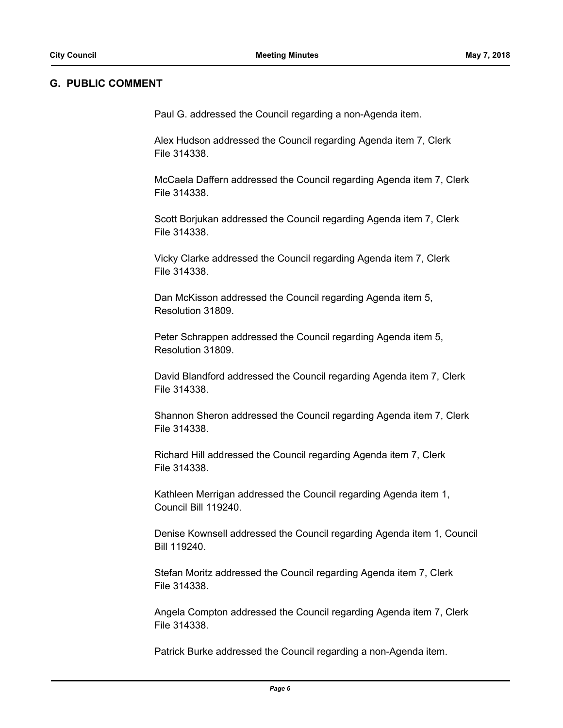## G. PUBLIC COMMENT

Paul G. addressed the Council regarding a non-Agenda item.

Alex Hudson addressed the Council regarding Agenda item 7, Clerk File 314338.

McCaela Daffern addressed the Council regarding Agenda item 7, Clerk File 314338.

Scott Borjukan addressed the Council regarding Agenda item 7, Clerk File 314338.

Vicky Clarke addressed the Council regarding Agenda item 7, Clerk File 314338.

Dan McKisson addressed the Council regarding Agenda item 5, Resolution 31809.

Peter Schrappen addressed the Council regarding Agenda item 5, Resolution 31809.

David Blandford addressed the Council regarding Agenda item 7, Clerk File 314338.

Shannon Sheron addressed the Council regarding Agenda item 7, Clerk File 314338.

Richard Hill addressed the Council regarding Agenda item 7, Clerk File 314338.

Kathleen Merrigan addressed the Council regarding Agenda item 1, Council Bill 119240.

Denise Kownsell addressed the Council regarding Agenda item 1, Council Bill 119240.

Stefan Moritz addressed the Council regarding Agenda item 7, Clerk File 314338.

Angela Compton addressed the Council regarding Agenda item 7, Clerk File 314338.

Patrick Burke addressed the Council regarding a non-Agenda item.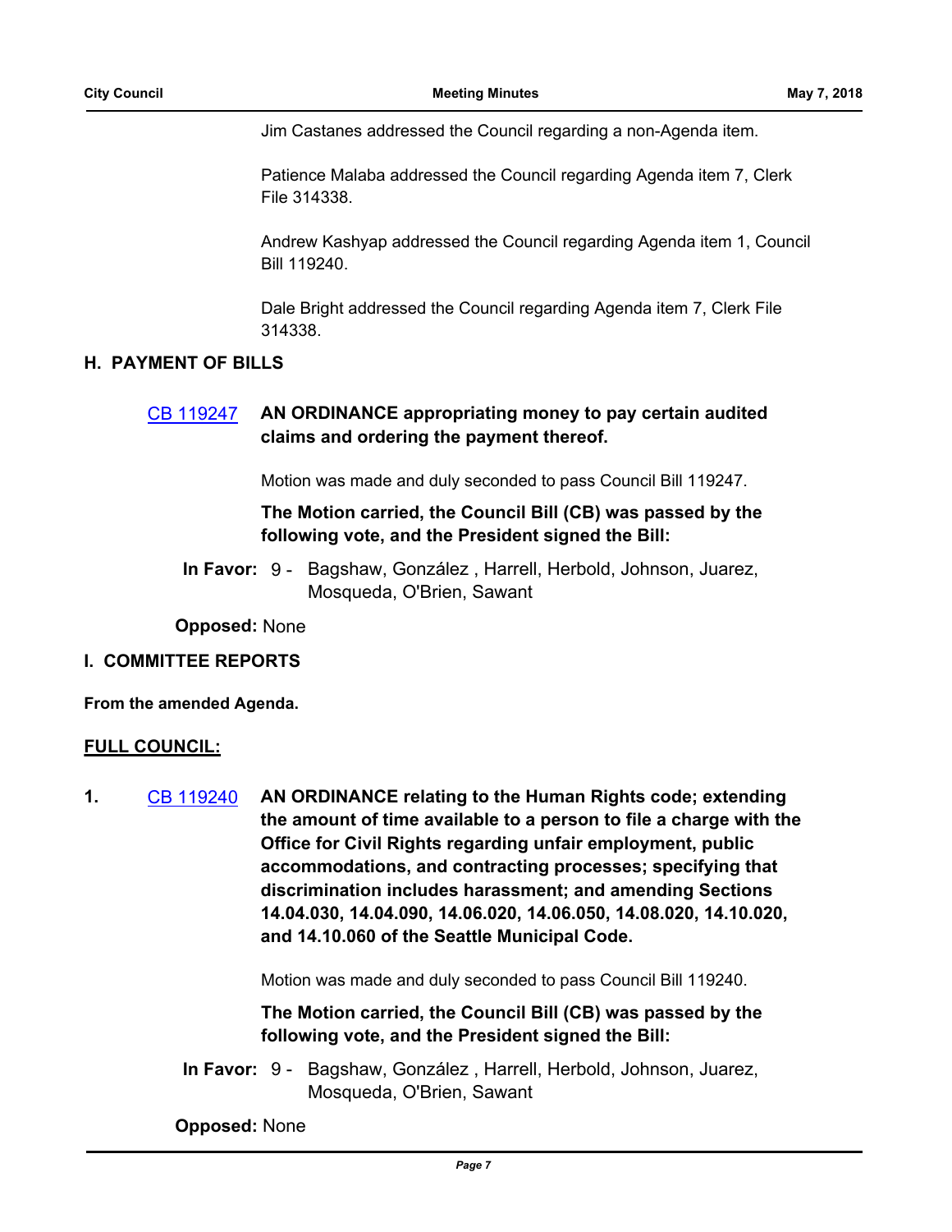Jim Castanes addressed the Council regarding a non-Agenda item.

Patience Malaba addressed the Council regarding Agenda item 7, Clerk File 314338.

Andrew Kashyap addressed the Council regarding Agenda item 1, Council Bill 119240.

Dale Bright addressed the Council regarding Agenda item 7, Clerk File 314338.

## H. PAYMENT OF BILLS

CB 119247 **AN ORDINANCE appropriating money to pay certain audited claims and ordering the payment thereof.**

Motion was made and duly seconded to pass Council Bill 119247.

**The Motion carried, the Council Bill (CB) was passed by the following vote, and the President signed the Bill:**

**In Favor:** 9 - Bagshaw, González , Harrell, Herbold, Johnson, Juarez, Mosqueda, O'Brien, Sawant

**Opposed:** None

## I. COMMITTEE REPORTS

**From the amended Agenda.**

**FULL COUNCIL:**

**1.** CB 119240 **AN ORDINANCE relating to the Human Rights code; extending the amount of time available to a person to file a charge with the Office for Civil Rights regarding unfair employment, public accommodations, and contracting processes; specifying that discrimination includes harassment; and amending Sections 14.04.030, 14.04.090, 14.06.020, 14.06.050, 14.08.020, 14.10.020, and 14.10.060 of the Seattle Municipal Code.**

Motion was made and duly seconded to pass Council Bill 119240.

**The Motion carried, the Council Bill (CB) was passed by the following vote, and the President signed the Bill:**

**In Favor:** 9 - Bagshaw, González , Harrell, Herbold, Johnson, Juarez, Mosqueda, O'Brien, Sawant

**Opposed:** None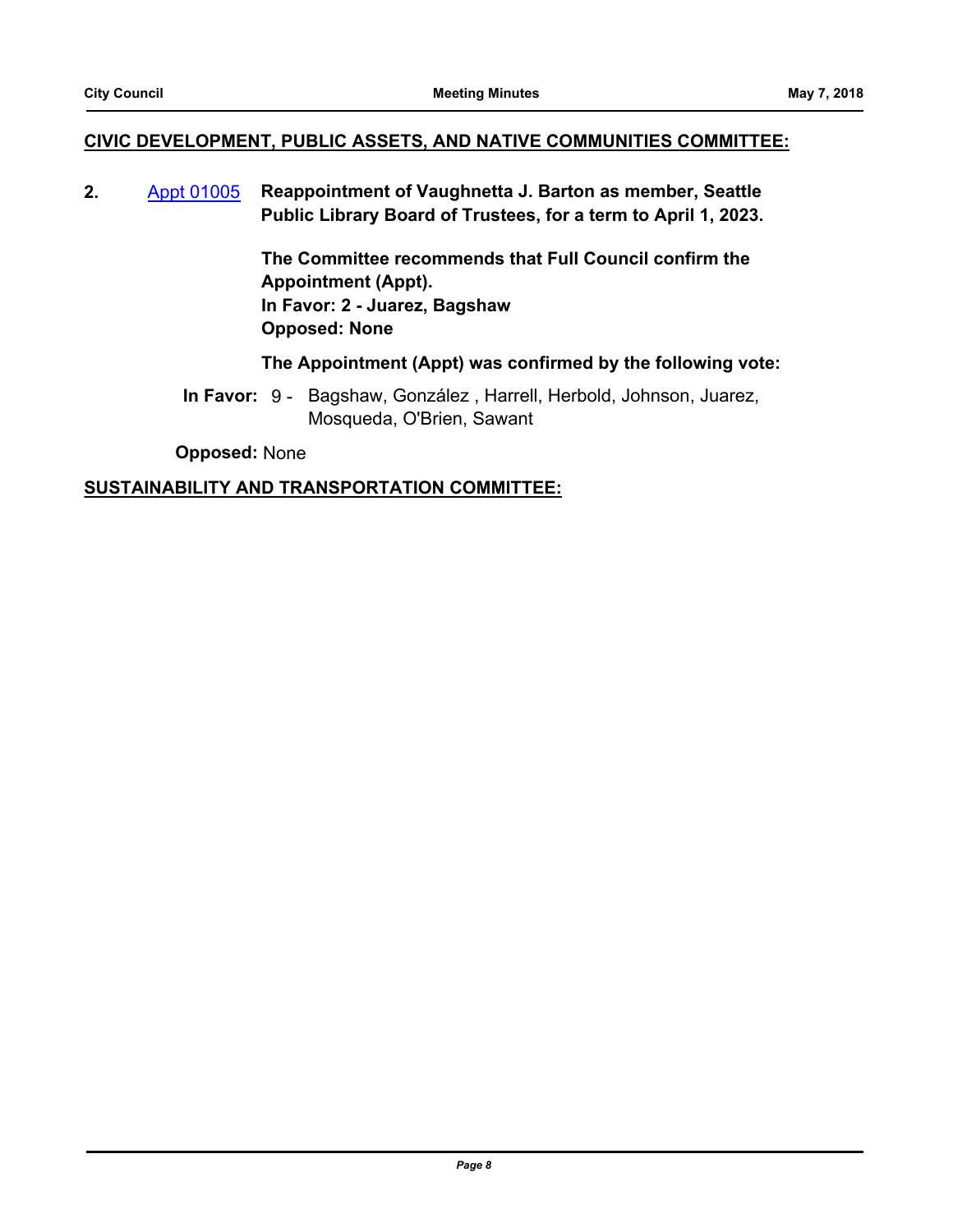**CIVIC DEVELOPMENT, PUBLIC ASSETS, AND NATIVE COMMUNITIES COMMITTEE:**

**2.** Appt 01005 **Reappointment of Vaughnetta J. Barton as member, Seattle Public Library Board of Trustees, for a term to April 1, 2023.**

**The Committee recommends that Full Council confirm the Appointment (Appt).**
**In Favor: 2 - Juarez, Bagshaw**
**Opposed: None**

**The Appointment (Appt) was confirmed by the following vote:**

**In Favor:** 9 - Bagshaw, González , Harrell, Herbold, Johnson, Juarez, Mosqueda, O'Brien, Sawant

**Opposed:** None

**SUSTAINABILITY AND TRANSPORTATION COMMITTEE:**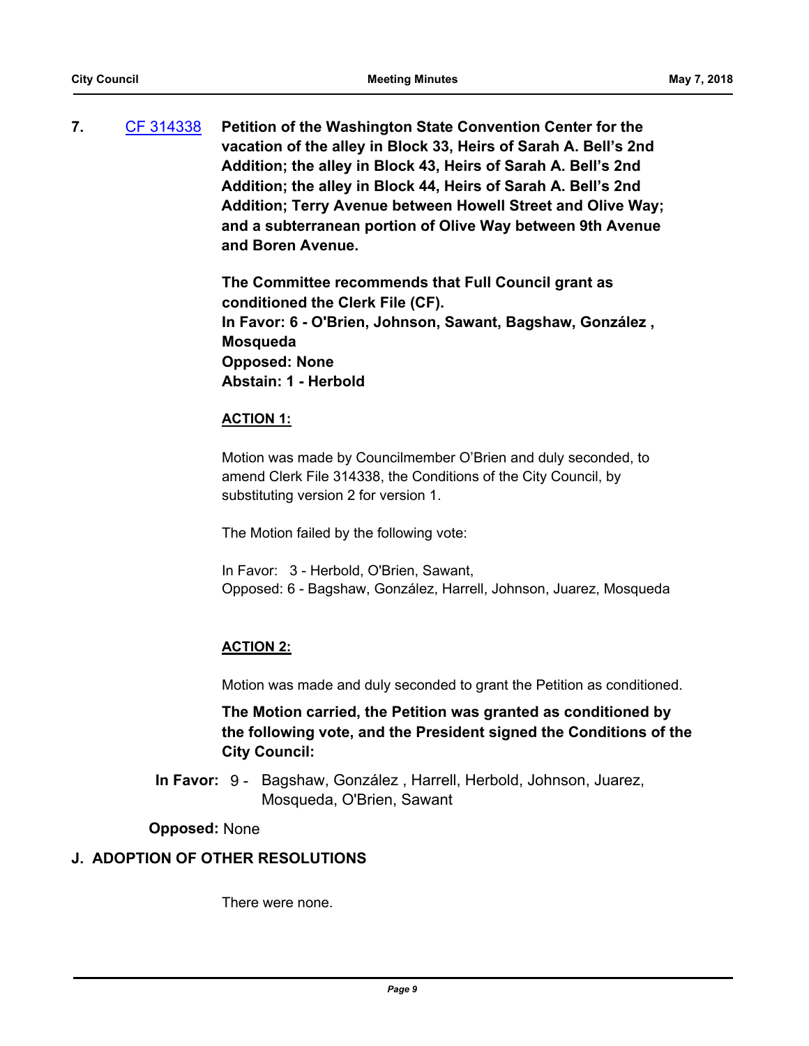**7.** [CF 314338](CF 314338) **Petition of the Washington State Convention Center for the vacation of the alley in Block 33, Heirs of Sarah A. Bell's 2nd Addition; the alley in Block 43, Heirs of Sarah A. Bell's 2nd Addition; the alley in Block 44, Heirs of Sarah A. Bell's 2nd Addition; Terry Avenue between Howell Street and Olive Way; and a subterranean portion of Olive Way between 9th Avenue and Boren Avenue.**

**The Committee recommends that Full Council grant as conditioned the Clerk File (CF).**
**In Favor: 6 - O'Brien, Johnson, Sawant, Bagshaw, González , Mosqueda**
**Opposed: None**
**Abstain: 1 - Herbold**

**ACTION 1:**

Motion was made by Councilmember O'Brien and duly seconded, to amend Clerk File 314338, the Conditions of the City Council, by substituting version 2 for version 1.

The Motion failed by the following vote:

In Favor: 3 - Herbold, O'Brien, Sawant,
Opposed: 6 - Bagshaw, González, Harrell, Johnson, Juarez, Mosqueda

**ACTION 2:**

Motion was made and duly seconded to grant the Petition as conditioned.

**The Motion carried, the Petition was granted as conditioned by the following vote, and the President signed the Conditions of the City Council:**

**In Favor:** 9 - Bagshaw, González , Harrell, Herbold, Johnson, Juarez, Mosqueda, O'Brien, Sawant

**Opposed:** None

## J. ADOPTION OF OTHER RESOLUTIONS

There were none.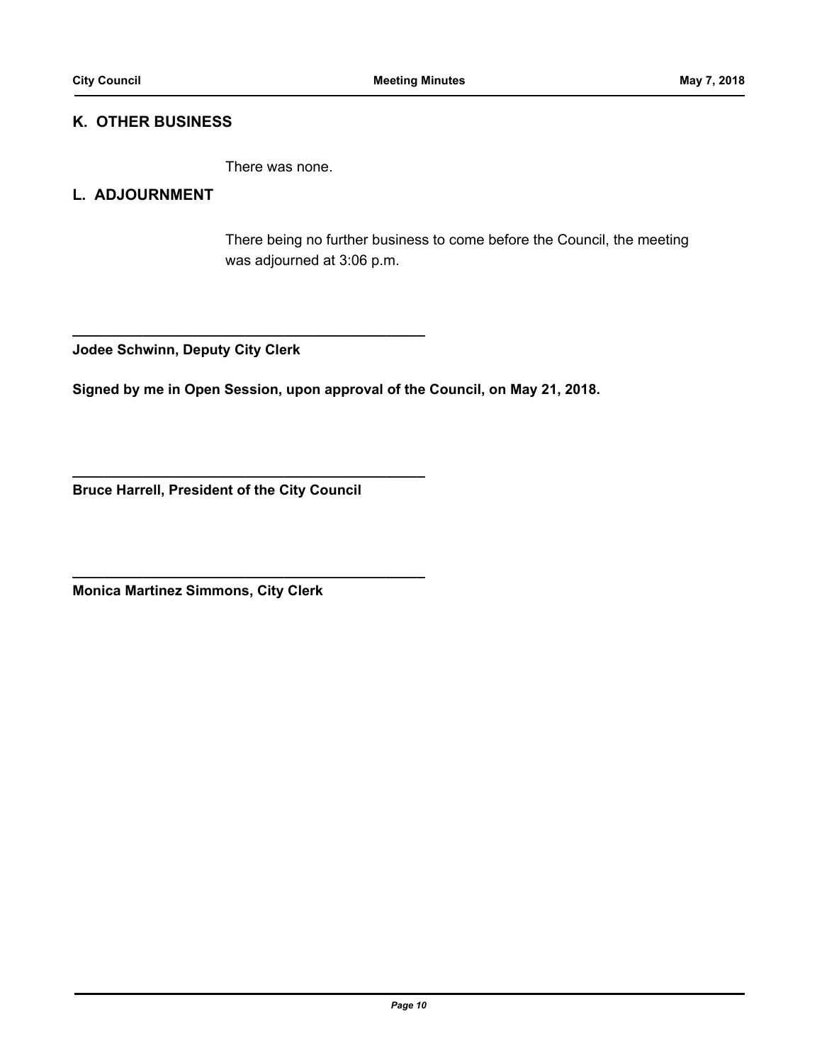## K. OTHER BUSINESS

There was none.

## L. ADJOURNMENT

There being no further business to come before the Council, the meeting was adjourned at 3:06 p.m.

\_\_\_\_\_\_\_\_\_\_\_\_\_\_\_\_\_\_\_\_\_\_\_\_\_\_\_\_\_\_\_\_\_\_\_\_\_\_\_\_\_\_\_\_

**Jodee Schwinn, Deputy City Clerk**

**Signed by me in Open Session, upon approval of the Council, on May 21, 2018.**

\_\_\_\_\_\_\_\_\_\_\_\_\_\_\_\_\_\_\_\_\_\_\_\_\_\_\_\_\_\_\_\_\_\_\_\_\_\_\_\_\_\_\_\_

**Bruce Harrell, President of the City Council**

\_\_\_\_\_\_\_\_\_\_\_\_\_\_\_\_\_\_\_\_\_\_\_\_\_\_\_\_\_\_\_\_\_\_\_\_\_\_\_\_\_\_\_\_

**Monica Martinez Simmons, City Clerk**